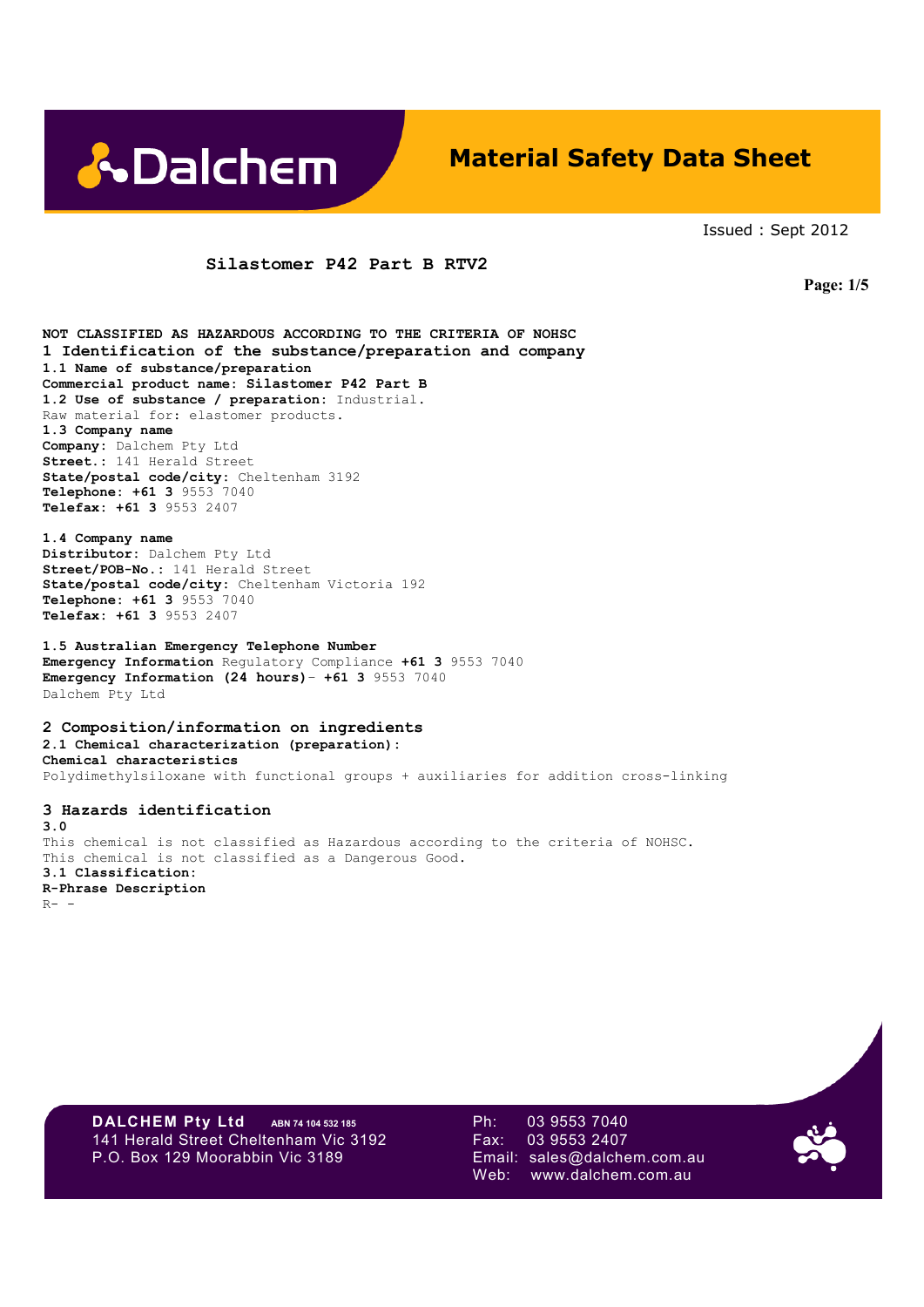# Material Safety Data Sheet

Issued : Sept 2012

**Silastomer P42 Part B RTV2**

**NOT CLASSIFIED AS HAZARDOUS ACCORDING TO THE CRITERIA OF NOHSC**

## 1 Identification of the substance/preparation and company

**1.1 Name of substance/preparation**
**Commercial product name: Silastomer P42 Part B**
**1.2 Use of substance / preparation:** Industrial.
Raw material for: elastomer products.
**1.3 Company name**
**Company:** Dalchem Pty Ltd
**Street.:** 141 Herald Street
**State/postal code/city:** Cheltenham 3192
**Telephone: +61 3** 9553 7040
**Telefax: +61 3** 9553 2407

**1.4 Company name**
**Distributor:** Dalchem Pty Ltd
**Street/POB-No.:** 141 Herald Street
**State/postal code/city:** Cheltenham Victoria 192
**Telephone: +61 3** 9553 7040
**Telefax: +61 3** 9553 2407

**1.5 Australian Emergency Telephone Number**
**Emergency Information** Regulatory Compliance **+61 3** 9553 7040
**Emergency Information (24 hours)**- **+61 3** 9553 7040
Dalchem Pty Ltd

## 2 Composition/information on ingredients

**2.1 Chemical characterization (preparation):**
**Chemical characteristics**
Polydimethylsiloxane with functional groups + auxiliaries for addition cross-linking

## 3 Hazards identification

**3.0**
This chemical is not classified as Hazardous according to the criteria of NOHSC.
This chemical is not classified as a Dangerous Good.
**3.1 Classification:**
**R-Phrase Description**
R- -

**DALCHEM Pty Ltd** ABN 74 104 532 185
141 Herald Street Cheltenham Vic 3192
P.O. Box 129 Moorabbin Vic 3189
Ph: 03 9553 7040
Fax: 03 9553 2407
Email: sales@dalchem.com.au
Web: www.dalchem.com.au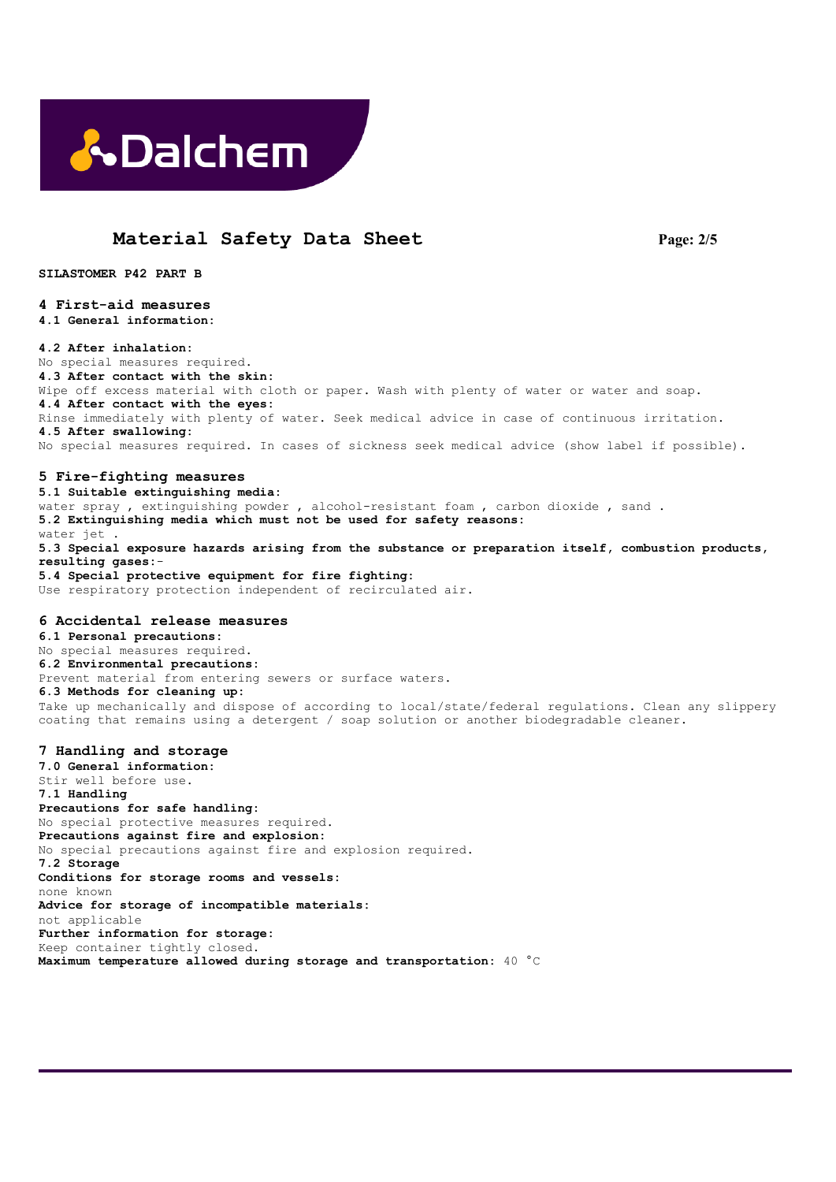# Material Safety Data Sheet

**SILASTOMER P42 PART B**

## 4 First-aid measures

**4.1 General information:**

**4.2 After inhalation:**
No special measures required.

**4.3 After contact with the skin:**
Wipe off excess material with cloth or paper. Wash with plenty of water or water and soap.

**4.4 After contact with the eyes:**
Rinse immediately with plenty of water. Seek medical advice in case of continuous irritation.

**4.5 After swallowing:**
No special measures required. In cases of sickness seek medical advice (show label if possible).

## 5 Fire-fighting measures

**5.1 Suitable extinguishing media:**
water spray , extinguishing powder , alcohol-resistant foam , carbon dioxide , sand .

**5.2 Extinguishing media which must not be used for safety reasons:**
water jet .

**5.3 Special exposure hazards arising from the substance or preparation itself, combustion products, resulting gases:**-

**5.4 Special protective equipment for fire fighting:**
Use respiratory protection independent of recirculated air.

## 6 Accidental release measures

**6.1 Personal precautions:**
No special measures required.

**6.2 Environmental precautions:**
Prevent material from entering sewers or surface waters.

**6.3 Methods for cleaning up:**
Take up mechanically and dispose of according to local/state/federal regulations. Clean any slippery coating that remains using a detergent / soap solution or another biodegradable cleaner.

## 7 Handling and storage

**7.0 General information:**
Stir well before use.

**7.1 Handling**

**Precautions for safe handling:**
No special protective measures required.

**Precautions against fire and explosion:**
No special precautions against fire and explosion required.

**7.2 Storage**

**Conditions for storage rooms and vessels:**
none known

**Advice for storage of incompatible materials:**
not applicable

**Further information for storage:**
Keep container tightly closed.

**Maximum temperature allowed during storage and transportation:** 40 °C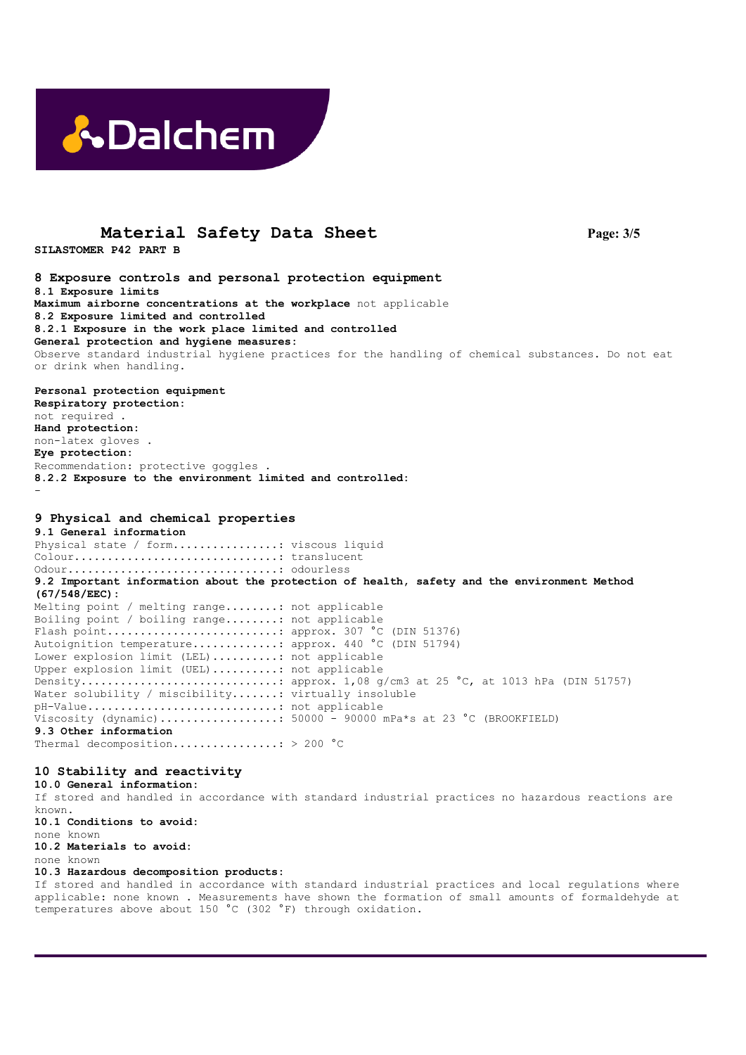# Material Safety Data Sheet

**SILASTOMER P42 PART B**

## 8 Exposure controls and personal protection equipment

**8.1 Exposure limits**

**Maximum airborne concentrations at the workplace** not applicable

**8.2 Exposure limited and controlled**

**8.2.1 Exposure in the work place limited and controlled**

**General protection and hygiene measures:**

Observe standard industrial hygiene practices for the handling of chemical substances. Do not eat or drink when handling.

**Personal protection equipment**

**Respiratory protection:**

not required .

**Hand protection:**

non-latex gloves .

**Eye protection:**

Recommendation: protective goggles .

**8.2.2 Exposure to the environment limited and controlled:**

-

## 9 Physical and chemical properties

**9.1 General information**

Physical state / form................: viscous liquid
Colour...............................: translucent
Odour................................: odourless

**9.2 Important information about the protection of health, safety and the environment Method (67/548/EEC):**

Melting point / melting range........: not applicable
Boiling point / boiling range........: not applicable
Flash point..........................: approx. 307 °C (DIN 51376)
Autoignition temperature.............: approx. 440 °C (DIN 51794)
Lower explosion limit (LEL)..........: not applicable
Upper explosion limit (UEL)..........: not applicable
Density..............................: approx. 1,08 g/cm3 at 25 °C, at 1013 hPa (DIN 51757)
Water solubility / miscibility.......: virtually insoluble
pH-Value.............................: not applicable
Viscosity (dynamic)..................: 50000 - 90000 mPa*s at 23 °C (BROOKFIELD)

**9.3 Other information**

Thermal decomposition................: > 200 °C

## 10 Stability and reactivity

**10.0 General information:**

If stored and handled in accordance with standard industrial practices no hazardous reactions are known.

**10.1 Conditions to avoid:**

none known

**10.2 Materials to avoid:**

none known

**10.3 Hazardous decomposition products:**

If stored and handled in accordance with standard industrial practices and local regulations where applicable: none known . Measurements have shown the formation of small amounts of formaldehyde at temperatures above about 150 °C (302 °F) through oxidation.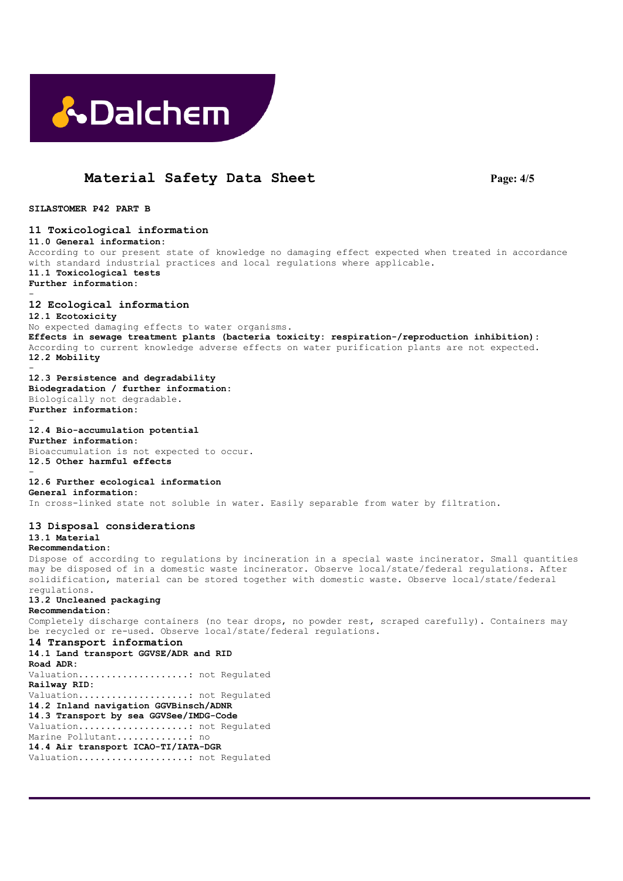**SILASTOMER P42 PART B**

## 11 Toxicological information

**11.0 General information:**

According to our present state of knowledge no damaging effect expected when treated in accordance with standard industrial practices and local regulations where applicable.

**11.1 Toxicological tests**

**Further information:**

-

## 12 Ecological information

**12.1 Ecotoxicity**

No expected damaging effects to water organisms.

**Effects in sewage treatment plants (bacteria toxicity: respiration-/reproduction inhibition):**

According to current knowledge adverse effects on water purification plants are not expected.

**12.2 Mobility**

-

**12.3 Persistence and degradability**

**Biodegradation / further information:**

Biologically not degradable.

**Further information:**

-

**12.4 Bio-accumulation potential**

**Further information:**

Bioaccumulation is not expected to occur.

**12.5 Other harmful effects**

-

**12.6 Further ecological information**

**General information:**

In cross-linked state not soluble in water. Easily separable from water by filtration.

## 13 Disposal considerations

**13.1 Material**

**Recommendation:**

Dispose of according to regulations by incineration in a special waste incinerator. Small quantities may be disposed of in a domestic waste incinerator. Observe local/state/federal regulations. After solidification, material can be stored together with domestic waste. Observe local/state/federal regulations.

**13.2 Uncleaned packaging**

**Recommendation:**

Completely discharge containers (no tear drops, no powder rest, scraped carefully). Containers may be recycled or re-used. Observe local/state/federal regulations.

## 14 Transport information

**14.1 Land transport GGVSE/ADR and RID**

**Road ADR:**

Valuation....................: not Regulated

**Railway RID:**

Valuation....................: not Regulated

**14.2 Inland navigation GGVBinsch/ADNR**

**14.3 Transport by sea GGVSee/IMDG-Code**

Valuation....................: not Regulated
Marine Pollutant.............: no

**14.4 Air transport ICAO-TI/IATA-DGR**

Valuation....................: not Regulated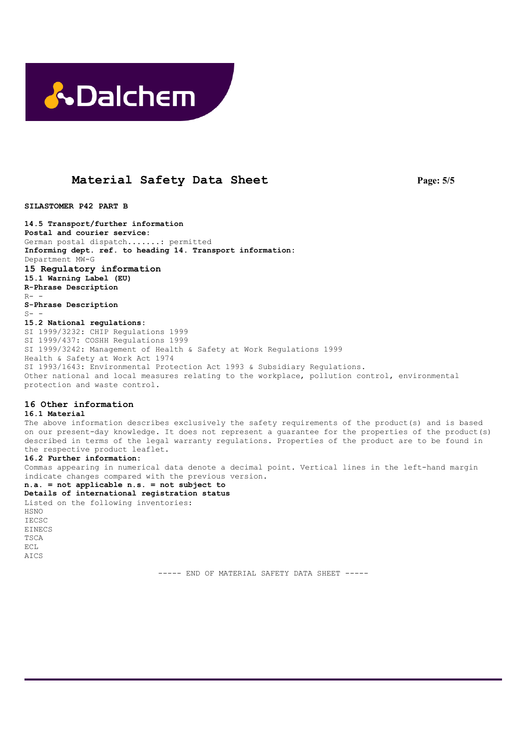# Material Safety Data Sheet

**SILASTOMER P42 PART B**

**14.5 Transport/further information**

**Postal and courier service:**

German postal dispatch.......: permitted

**Informing dept. ref. to heading 14. Transport information:**

Department MW-G

## 15 Regulatory information

**15.1 Warning Label (EU)**

**R-Phrase Description**

R- -

**S-Phrase Description**

S- -

**15.2 National regulations:**

SI 1999/3232: CHIP Regulations 1999
SI 1999/437: COSHH Regulations 1999
SI 1999/3242: Management of Health & Safety at Work Regulations 1999
Health & Safety at Work Act 1974
SI 1993/1643: Environmental Protection Act 1993 & Subsidiary Regulations.
Other national and local measures relating to the workplace, pollution control, environmental protection and waste control.

## 16 Other information

**16.1 Material**

The above information describes exclusively the safety requirements of the product(s) and is based on our present-day knowledge. It does not represent a guarantee for the properties of the product(s) described in terms of the legal warranty regulations. Properties of the product are to be found in the respective product leaflet.

**16.2 Further information:**

Commas appearing in numerical data denote a decimal point. Vertical lines in the left-hand margin indicate changes compared with the previous version.

**n.a. = not applicable n.s. = not subject to**

**Details of international registration status**

Listed on the following inventories:
HSNO
IECSC
EINECS
TSCA
ECL
AICS

----- END OF MATERIAL SAFETY DATA SHEET -----